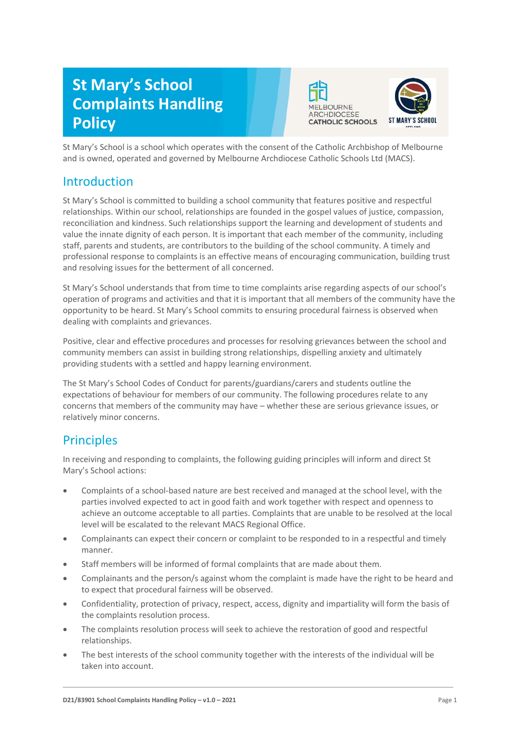# St Mary's School Complaints Handling Policy

St Mary's School is a school which operates with the consent of the Catholic Archbishop of Melbourne and is owned, operated and governed by Melbourne Archdiocese Catholic Schools Ltd (MACS).

## Introduction

St Mary's School is committed to building a school community that features positive and respectful relationships. Within our school, relationships are founded in the gospel values of justice, compassion, reconciliation and kindness. Such relationships support the learning and development of students and value the innate dignity of each person. It is important that each member of the community, including staff, parents and students, are contributors to the building of the school community. A timely and professional response to complaints is an effective means of encouraging communication, building trust and resolving issues for the betterment of all concerned.

St Mary's School understands that from time to time complaints arise regarding aspects of our school's operation of programs and activities and that it is important that all members of the community have the opportunity to be heard. St Mary's School commits to ensuring procedural fairness is observed when dealing with complaints and grievances.

Positive, clear and effective procedures and processes for resolving grievances between the school and community members can assist in building strong relationships, dispelling anxiety and ultimately providing students with a settled and happy learning environment.

The St Mary's School Codes of Conduct for parents/guardians/carers and students outline the expectations of behaviour for members of our community. The following procedures relate to any concerns that members of the community may have – whether these are serious grievance issues, or relatively minor concerns.

## Principles

In receiving and responding to complaints, the following guiding principles will inform and direct St Mary's School actions:

- Complaints of a school-based nature are best received and managed at the school level, with the parties involved expected to act in good faith and work together with respect and openness to achieve an outcome acceptable to all parties. Complaints that are unable to be resolved at the local level will be escalated to the relevant MACS Regional Office.
- Complainants can expect their concern or complaint to be responded to in a respectful and timely manner.
- Staff members will be informed of formal complaints that are made about them.
- Complainants and the person/s against whom the complaint is made have the right to be heard and to expect that procedural fairness will be observed.
- Confidentiality, protection of privacy, respect, access, dignity and impartiality will form the basis of the complaints resolution process.
- The complaints resolution process will seek to achieve the restoration of good and respectful relationships.
- The best interests of the school community together with the interests of the individual will be taken into account.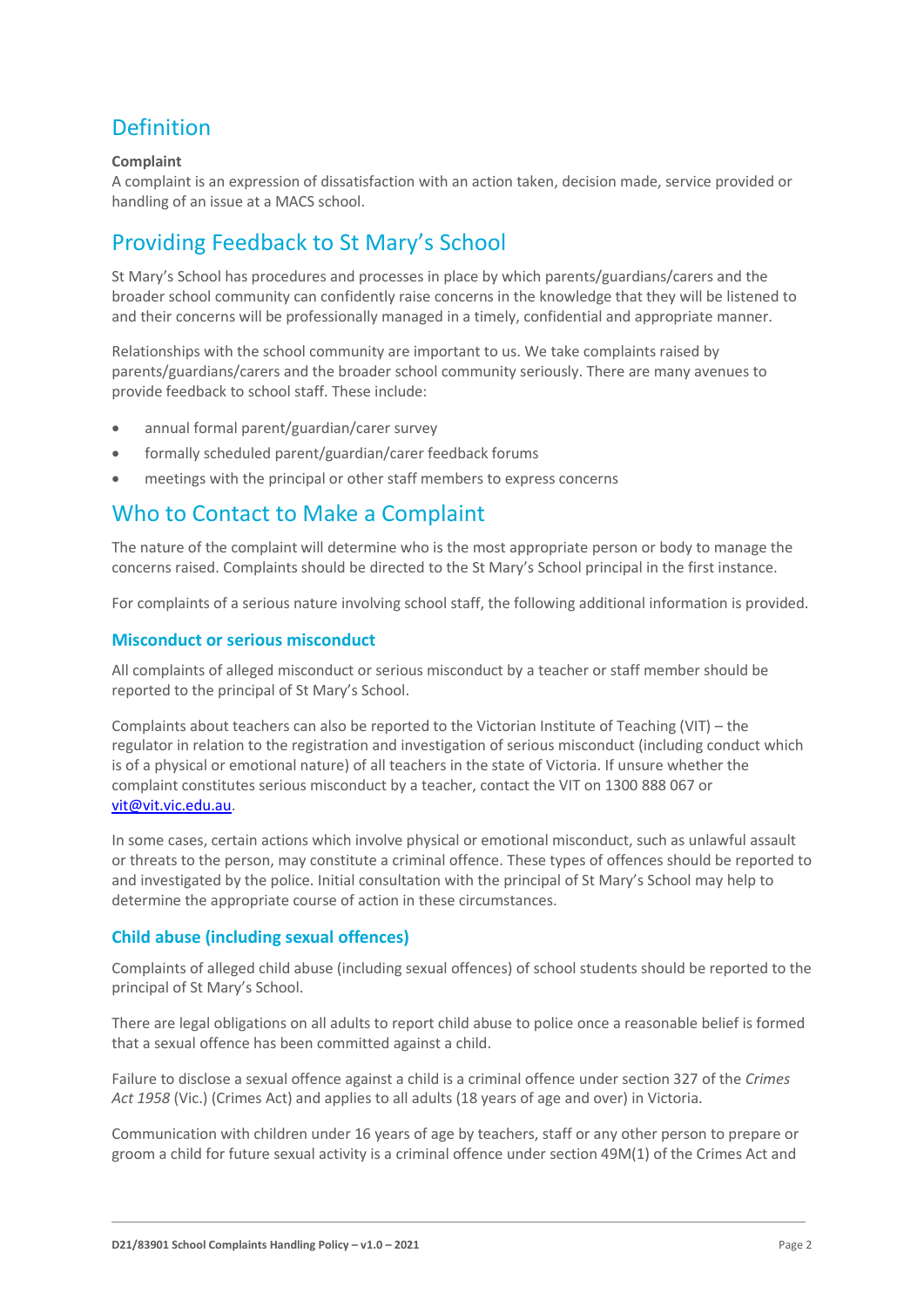## Definition

**Complaint**

A complaint is an expression of dissatisfaction with an action taken, decision made, service provided or handling of an issue at a MACS school.

## Providing Feedback to St Mary's School

St Mary's School has procedures and processes in place by which parents/guardians/carers and the broader school community can confidently raise concerns in the knowledge that they will be listened to and their concerns will be professionally managed in a timely, confidential and appropriate manner.

Relationships with the school community are important to us. We take complaints raised by parents/guardians/carers and the broader school community seriously. There are many avenues to provide feedback to school staff. These include:

- annual formal parent/guardian/carer survey
- formally scheduled parent/guardian/carer feedback forums
- meetings with the principal or other staff members to express concerns

## Who to Contact to Make a Complaint

The nature of the complaint will determine who is the most appropriate person or body to manage the concerns raised. Complaints should be directed to the St Mary's School principal in the first instance.

For complaints of a serious nature involving school staff, the following additional information is provided.

### Misconduct or serious misconduct

All complaints of alleged misconduct or serious misconduct by a teacher or staff member should be reported to the principal of St Mary's School.

Complaints about teachers can also be reported to the Victorian Institute of Teaching (VIT) – the regulator in relation to the registration and investigation of serious misconduct (including conduct which is of a physical or emotional nature) of all teachers in the state of Victoria. If unsure whether the complaint constitutes serious misconduct by a teacher, contact the VIT on 1300 888 067 or vit@vit.vic.edu.au.

In some cases, certain actions which involve physical or emotional misconduct, such as unlawful assault or threats to the person, may constitute a criminal offence. These types of offences should be reported to and investigated by the police. Initial consultation with the principal of St Mary's School may help to determine the appropriate course of action in these circumstances.

### Child abuse (including sexual offences)

Complaints of alleged child abuse (including sexual offences) of school students should be reported to the principal of St Mary's School.

There are legal obligations on all adults to report child abuse to police once a reasonable belief is formed that a sexual offence has been committed against a child.

Failure to disclose a sexual offence against a child is a criminal offence under section 327 of the *Crimes Act 1958* (Vic.) (Crimes Act) and applies to all adults (18 years of age and over) in Victoria.

Communication with children under 16 years of age by teachers, staff or any other person to prepare or groom a child for future sexual activity is a criminal offence under section 49M(1) of the Crimes Act and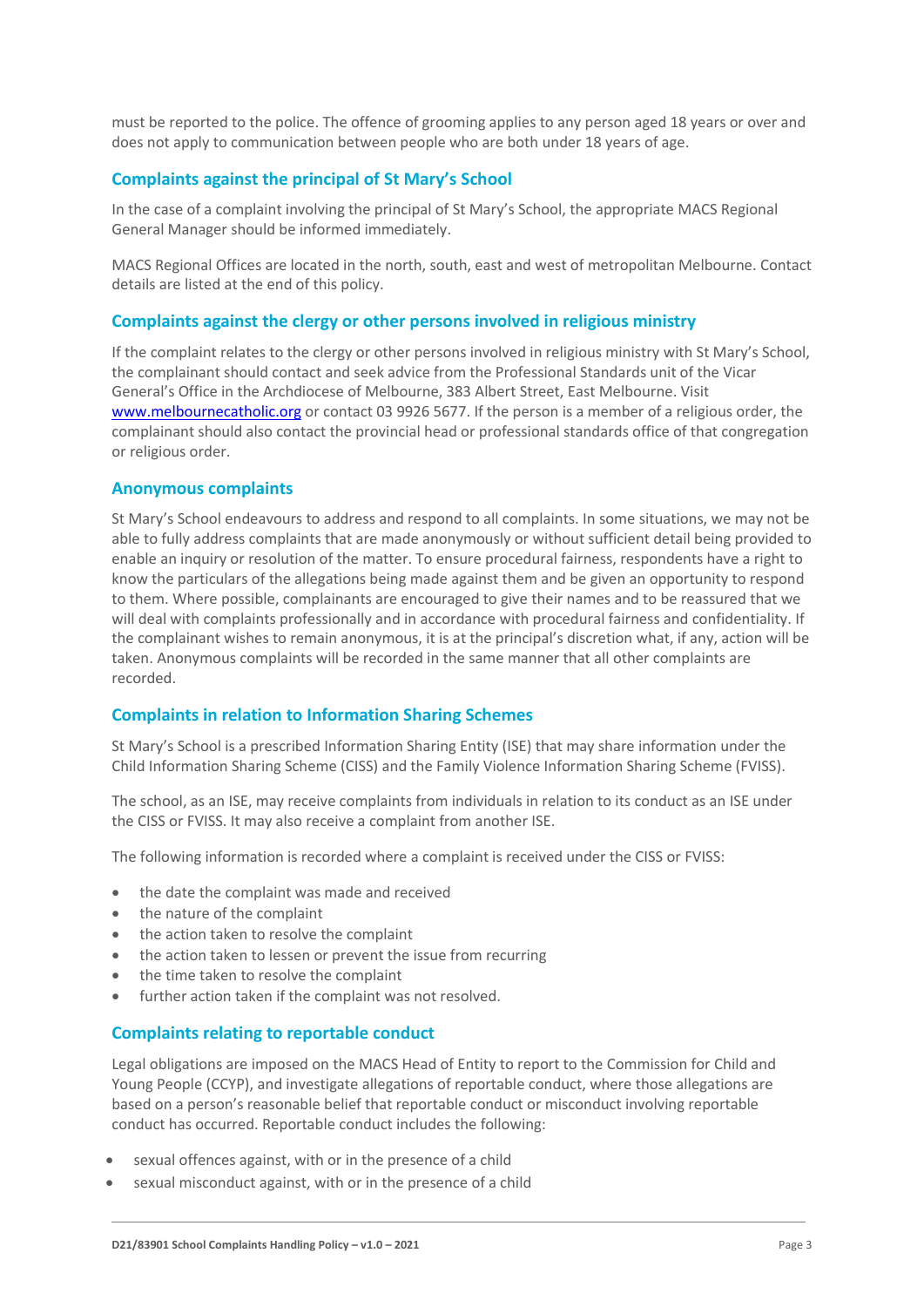must be reported to the police. The offence of grooming applies to any person aged 18 years or over and does not apply to communication between people who are both under 18 years of age.

## Complaints against the principal of St Mary's School

In the case of a complaint involving the principal of St Mary's School, the appropriate MACS Regional General Manager should be informed immediately.

MACS Regional Offices are located in the north, south, east and west of metropolitan Melbourne. Contact details are listed at the end of this policy.

## Complaints against the clergy or other persons involved in religious ministry

If the complaint relates to the clergy or other persons involved in religious ministry with St Mary's School, the complainant should contact and seek advice from the Professional Standards unit of the Vicar General's Office in the Archdiocese of Melbourne, 383 Albert Street, East Melbourne. Visit www.melbournecatholic.org or contact 03 9926 5677. If the person is a member of a religious order, the complainant should also contact the provincial head or professional standards office of that congregation or religious order.

## Anonymous complaints

St Mary's School endeavours to address and respond to all complaints. In some situations, we may not be able to fully address complaints that are made anonymously or without sufficient detail being provided to enable an inquiry or resolution of the matter. To ensure procedural fairness, respondents have a right to know the particulars of the allegations being made against them and be given an opportunity to respond to them. Where possible, complainants are encouraged to give their names and to be reassured that we will deal with complaints professionally and in accordance with procedural fairness and confidentiality. If the complainant wishes to remain anonymous, it is at the principal's discretion what, if any, action will be taken. Anonymous complaints will be recorded in the same manner that all other complaints are recorded.

## Complaints in relation to Information Sharing Schemes

St Mary's School is a prescribed Information Sharing Entity (ISE) that may share information under the Child Information Sharing Scheme (CISS) and the Family Violence Information Sharing Scheme (FVISS).

The school, as an ISE, may receive complaints from individuals in relation to its conduct as an ISE under the CISS or FVISS. It may also receive a complaint from another ISE.

The following information is recorded where a complaint is received under the CISS or FVISS:

- the date the complaint was made and received
- the nature of the complaint
- the action taken to resolve the complaint
- the action taken to lessen or prevent the issue from recurring
- the time taken to resolve the complaint
- further action taken if the complaint was not resolved.

## Complaints relating to reportable conduct

Legal obligations are imposed on the MACS Head of Entity to report to the Commission for Child and Young People (CCYP), and investigate allegations of reportable conduct, where those allegations are based on a person's reasonable belief that reportable conduct or misconduct involving reportable conduct has occurred. Reportable conduct includes the following:

- sexual offences against, with or in the presence of a child
- sexual misconduct against, with or in the presence of a child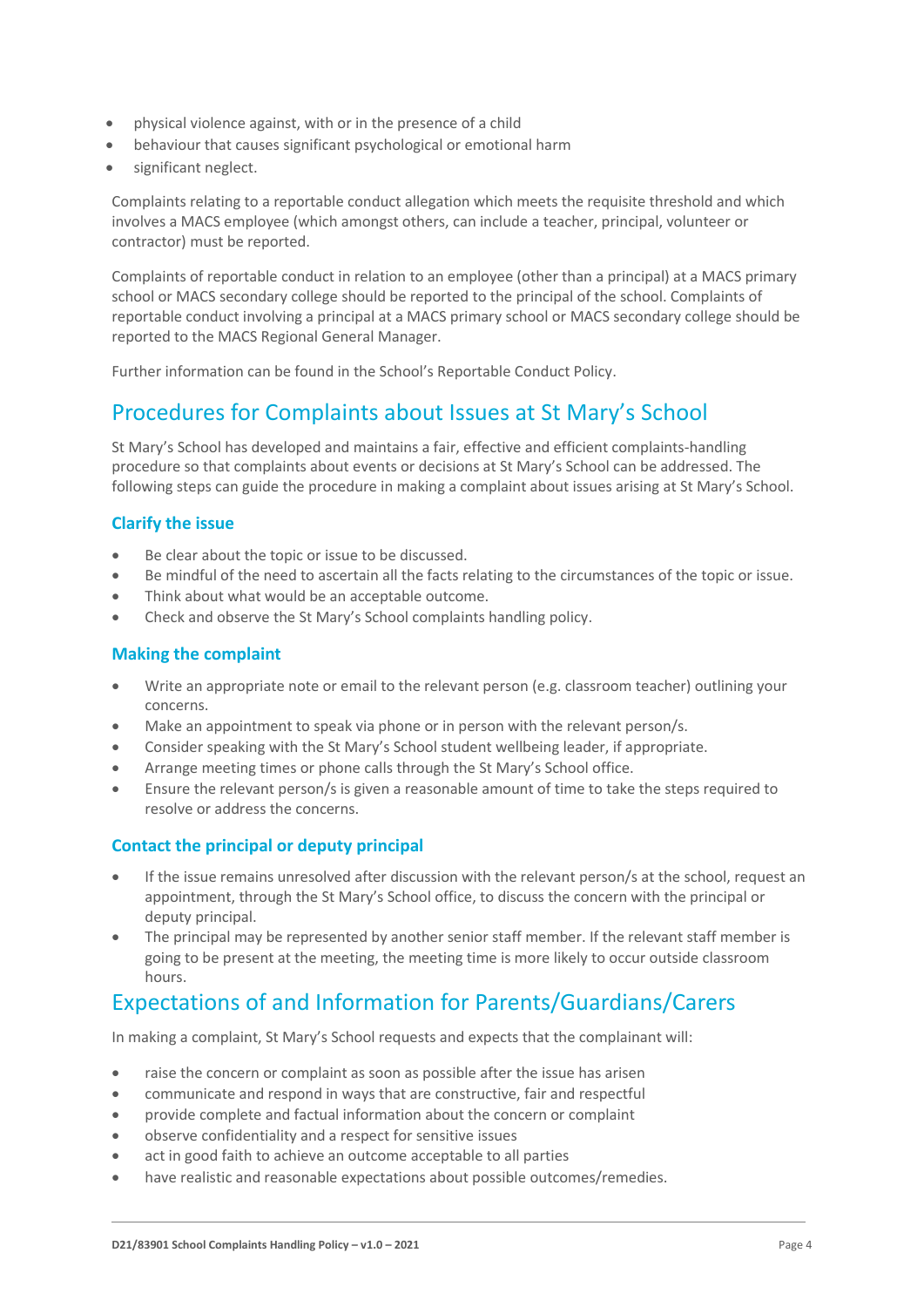- physical violence against, with or in the presence of a child
- behaviour that causes significant psychological or emotional harm
- significant neglect.

Complaints relating to a reportable conduct allegation which meets the requisite threshold and which involves a MACS employee (which amongst others, can include a teacher, principal, volunteer or contractor) must be reported.

Complaints of reportable conduct in relation to an employee (other than a principal) at a MACS primary school or MACS secondary college should be reported to the principal of the school. Complaints of reportable conduct involving a principal at a MACS primary school or MACS secondary college should be reported to the MACS Regional General Manager.

Further information can be found in the School's Reportable Conduct Policy.

## Procedures for Complaints about Issues at St Mary's School

St Mary's School has developed and maintains a fair, effective and efficient complaints-handling procedure so that complaints about events or decisions at St Mary's School can be addressed. The following steps can guide the procedure in making a complaint about issues arising at St Mary's School.

### Clarify the issue

- Be clear about the topic or issue to be discussed.
- Be mindful of the need to ascertain all the facts relating to the circumstances of the topic or issue.
- Think about what would be an acceptable outcome.
- Check and observe the St Mary's School complaints handling policy.

### Making the complaint

- Write an appropriate note or email to the relevant person (e.g. classroom teacher) outlining your concerns.
- Make an appointment to speak via phone or in person with the relevant person/s.
- Consider speaking with the St Mary's School student wellbeing leader, if appropriate.
- Arrange meeting times or phone calls through the St Mary's School office.
- Ensure the relevant person/s is given a reasonable amount of time to take the steps required to resolve or address the concerns.

### Contact the principal or deputy principal

- If the issue remains unresolved after discussion with the relevant person/s at the school, request an appointment, through the St Mary's School office, to discuss the concern with the principal or deputy principal.
- The principal may be represented by another senior staff member. If the relevant staff member is going to be present at the meeting, the meeting time is more likely to occur outside classroom hours.

## Expectations of and Information for Parents/Guardians/Carers

In making a complaint, St Mary's School requests and expects that the complainant will:

- raise the concern or complaint as soon as possible after the issue has arisen
- communicate and respond in ways that are constructive, fair and respectful
- provide complete and factual information about the concern or complaint
- observe confidentiality and a respect for sensitive issues
- act in good faith to achieve an outcome acceptable to all parties
- have realistic and reasonable expectations about possible outcomes/remedies.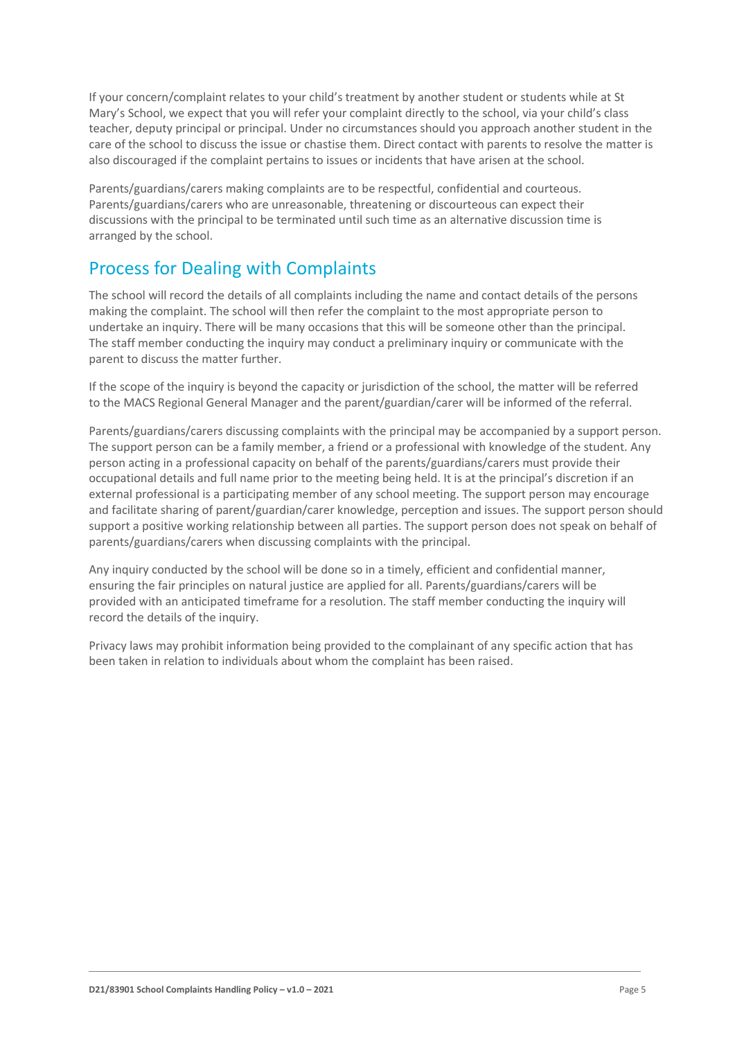If your concern/complaint relates to your child's treatment by another student or students while at St Mary's School, we expect that you will refer your complaint directly to the school, via your child's class teacher, deputy principal or principal. Under no circumstances should you approach another student in the care of the school to discuss the issue or chastise them. Direct contact with parents to resolve the matter is also discouraged if the complaint pertains to issues or incidents that have arisen at the school.

Parents/guardians/carers making complaints are to be respectful, confidential and courteous. Parents/guardians/carers who are unreasonable, threatening or discourteous can expect their discussions with the principal to be terminated until such time as an alternative discussion time is arranged by the school.

## Process for Dealing with Complaints

The school will record the details of all complaints including the name and contact details of the persons making the complaint. The school will then refer the complaint to the most appropriate person to undertake an inquiry. There will be many occasions that this will be someone other than the principal. The staff member conducting the inquiry may conduct a preliminary inquiry or communicate with the parent to discuss the matter further.

If the scope of the inquiry is beyond the capacity or jurisdiction of the school, the matter will be referred to the MACS Regional General Manager and the parent/guardian/carer will be informed of the referral.

Parents/guardians/carers discussing complaints with the principal may be accompanied by a support person. The support person can be a family member, a friend or a professional with knowledge of the student. Any person acting in a professional capacity on behalf of the parents/guardians/carers must provide their occupational details and full name prior to the meeting being held. It is at the principal's discretion if an external professional is a participating member of any school meeting. The support person may encourage and facilitate sharing of parent/guardian/carer knowledge, perception and issues. The support person should support a positive working relationship between all parties. The support person does not speak on behalf of parents/guardians/carers when discussing complaints with the principal.

Any inquiry conducted by the school will be done so in a timely, efficient and confidential manner, ensuring the fair principles on natural justice are applied for all. Parents/guardians/carers will be provided with an anticipated timeframe for a resolution. The staff member conducting the inquiry will record the details of the inquiry.

Privacy laws may prohibit information being provided to the complainant of any specific action that has been taken in relation to individuals about whom the complaint has been raised.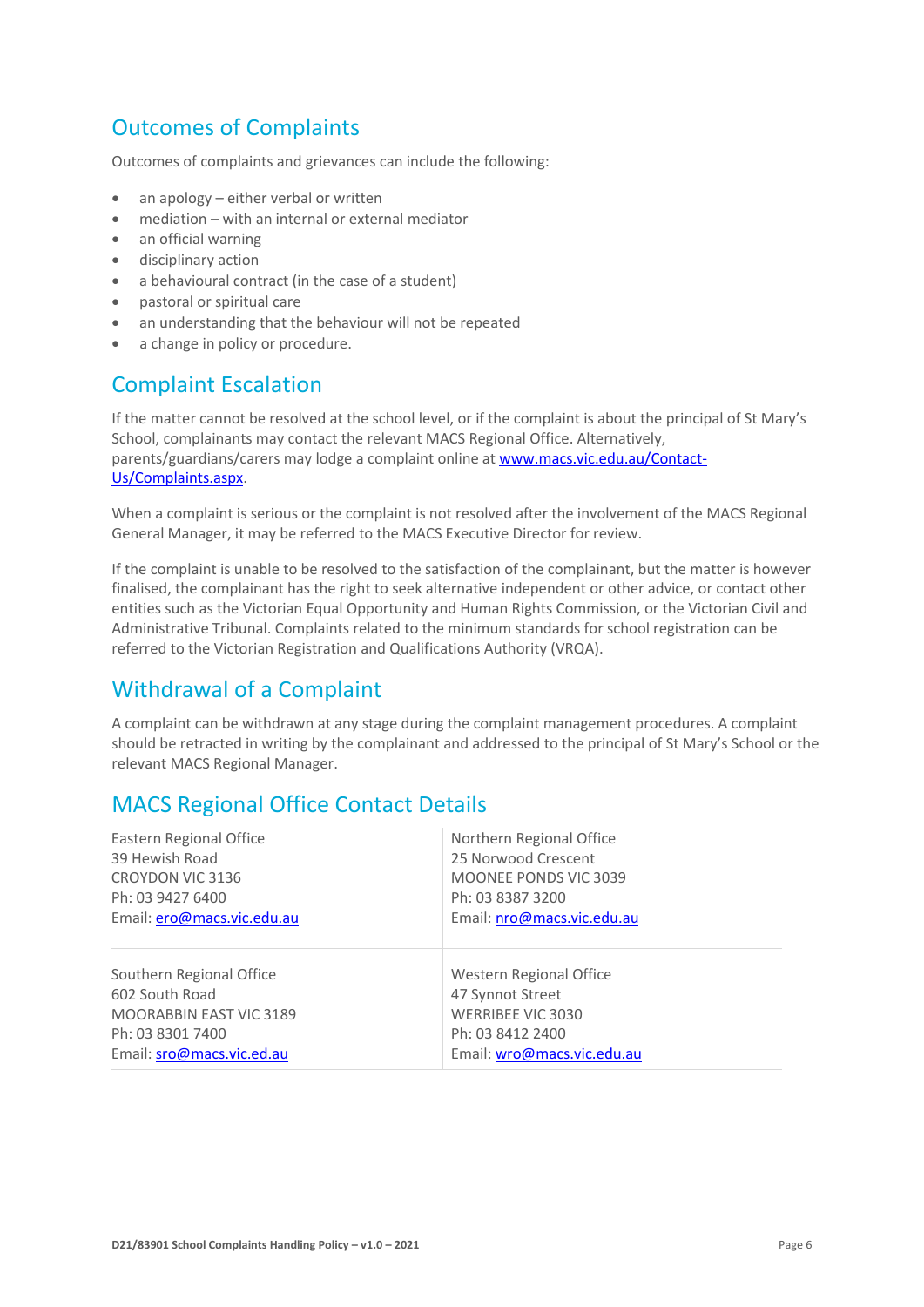## Outcomes of Complaints

Outcomes of complaints and grievances can include the following:

- an apology – either verbal or written
- mediation – with an internal or external mediator
- an official warning
- disciplinary action
- a behavioural contract (in the case of a student)
- pastoral or spiritual care
- an understanding that the behaviour will not be repeated
- a change in policy or procedure.

## Complaint Escalation

If the matter cannot be resolved at the school level, or if the complaint is about the principal of St Mary's School, complainants may contact the relevant MACS Regional Office. Alternatively, parents/guardians/carers may lodge a complaint online at [www.macs.vic.edu.au/Contact-Us/Complaints.aspx](www.macs.vic.edu.au/Contact-Us/Complaints.aspx).

When a complaint is serious or the complaint is not resolved after the involvement of the MACS Regional General Manager, it may be referred to the MACS Executive Director for review.

If the complaint is unable to be resolved to the satisfaction of the complainant, but the matter is however finalised, the complainant has the right to seek alternative independent or other advice, or contact other entities such as the Victorian Equal Opportunity and Human Rights Commission, or the Victorian Civil and Administrative Tribunal. Complaints related to the minimum standards for school registration can be referred to the Victorian Registration and Qualifications Authority (VRQA).

## Withdrawal of a Complaint

A complaint can be withdrawn at any stage during the complaint management procedures. A complaint should be retracted in writing by the complainant and addressed to the principal of St Mary's School or the relevant MACS Regional Manager.

## MACS Regional Office Contact Details

| | |
|---|---|
| Eastern Regional Office<br>39 Hewish Road<br>CROYDON VIC 3136<br>Ph: 03 9427 6400<br>Email: ero@macs.vic.edu.au | Northern Regional Office<br>25 Norwood Crescent<br>MOONEE PONDS VIC 3039<br>Ph: 03 8387 3200<br>Email: nro@macs.vic.edu.au |
| Southern Regional Office<br>602 South Road<br>MOORABBIN EAST VIC 3189<br>Ph: 03 8301 7400<br>Email: sro@macs.vic.ed.au | Western Regional Office<br>47 Synnot Street<br>WERRIBEE VIC 3030<br>Ph: 03 8412 2400<br>Email: wro@macs.vic.edu.au |